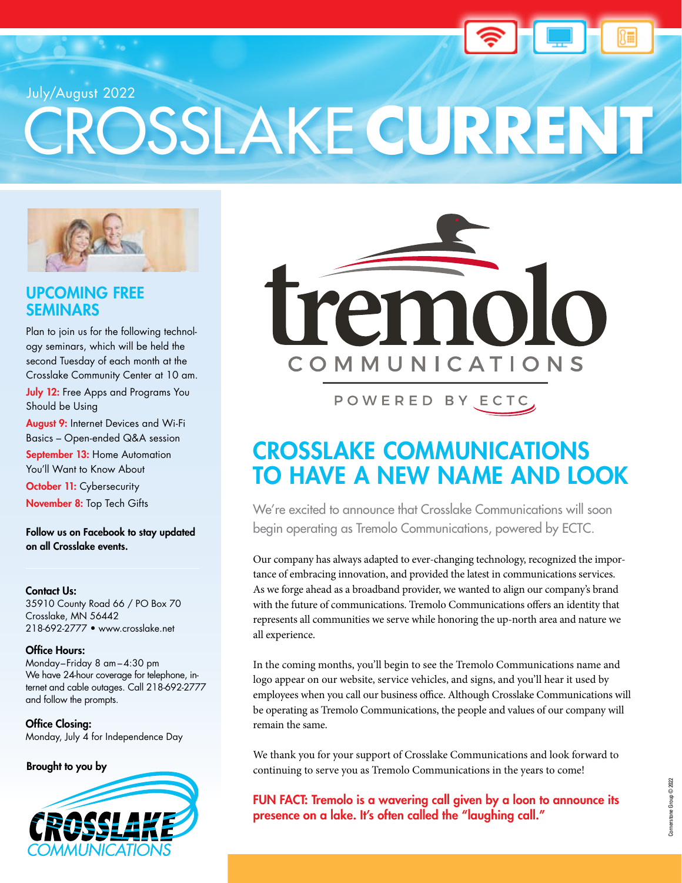July/August 2022

# CROSSLAKE CURRENT

## UPCOMING FREE SEMINARS

Plan to join us for the following technology seminars, which will be held the second Tuesday of each month at the Crosslake Community Center at 10 am.

**July 12:** Free Apps and Programs You Should be Using

**August 9:** Internet Devices and Wi-Fi Basics – Open-ended Q&A session

**September 13:** Home Automation You'll Want to Know About

**October 11:** Cybersecurity

**November 8:** Top Tech Gifts

**Follow us on Facebook to stay updated on all Crosslake events.**

**Contact Us:**
35910 County Road 66 / PO Box 70
Crosslake, MN 56442
218-692-2777 • www.crosslake.net

**Office Hours:**
Monday–Friday 8 am–4:30 pm
We have 24-hour coverage for telephone, internet and cable outages. Call 218-692-2777 and follow the prompts.

**Office Closing:**
Monday, July 4 for Independence Day

**Brought to you by**

CROSSLAKE COMMUNICATIONS

tremolo COMMUNICATIONS

POWERED BY ECTC

## CROSSLAKE COMMUNICATIONS TO HAVE A NEW NAME AND LOOK

We're excited to announce that Crosslake Communications will soon begin operating as Tremolo Communications, powered by ECTC.

Our company has always adapted to ever-changing technology, recognized the importance of embracing innovation, and provided the latest in communications services. As we forge ahead as a broadband provider, we wanted to align our company's brand with the future of communications. Tremolo Communications offers an identity that represents all communities we serve while honoring the up-north area and nature we all experience.

In the coming months, you'll begin to see the Tremolo Communications name and logo appear on our website, service vehicles, and signs, and you'll hear it used by employees when you call our business office. Although Crosslake Communications will be operating as Tremolo Communications, the people and values of our company will remain the same.

We thank you for your support of Crosslake Communications and look forward to continuing to serve you as Tremolo Communications in the years to come!

**FUN FACT: Tremolo is a wavering call given by a loon to announce its presence on a lake. It's often called the "laughing call."**

Cornerstone Group © 2022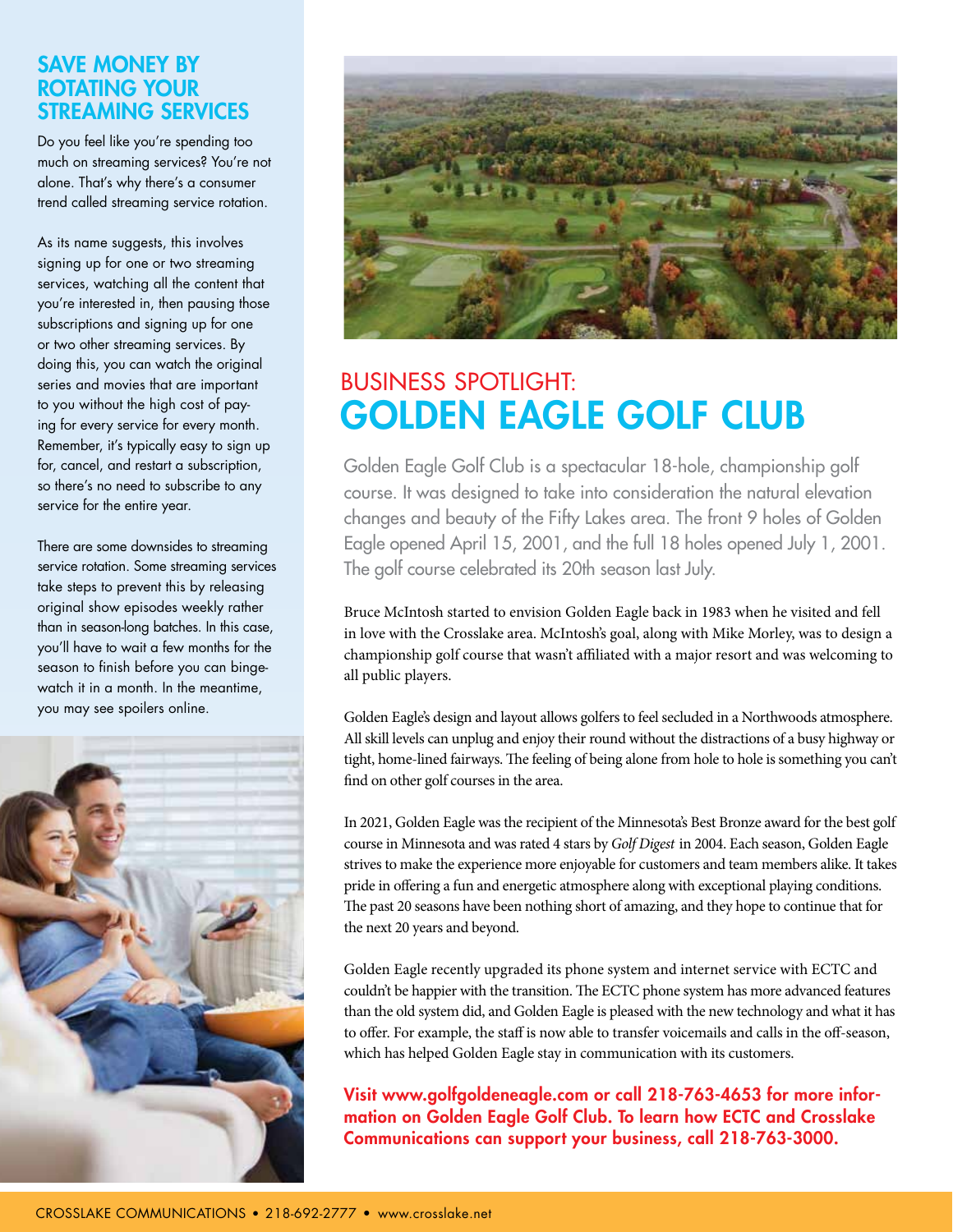## SAVE MONEY BY ROTATING YOUR STREAMING SERVICES

Do you feel like you're spending too much on streaming services? You're not alone. That's why there's a consumer trend called streaming service rotation.

As its name suggests, this involves signing up for one or two streaming services, watching all the content that you're interested in, then pausing those subscriptions and signing up for one or two other streaming services. By doing this, you can watch the original series and movies that are important to you without the high cost of paying for every service for every month. Remember, it's typically easy to sign up for, cancel, and restart a subscription, so there's no need to subscribe to any service for the entire year.

There are some downsides to streaming service rotation. Some streaming services take steps to prevent this by releasing original show episodes weekly rather than in season-long batches. In this case, you'll have to wait a few months for the season to finish before you can binge-watch it in a month. In the meantime, you may see spoilers online.

## BUSINESS SPOTLIGHT: GOLDEN EAGLE GOLF CLUB

Golden Eagle Golf Club is a spectacular 18-hole, championship golf course. It was designed to take into consideration the natural elevation changes and beauty of the Fifty Lakes area. The front 9 holes of Golden Eagle opened April 15, 2001, and the full 18 holes opened July 1, 2001. The golf course celebrated its 20th season last July.

Bruce McIntosh started to envision Golden Eagle back in 1983 when he visited and fell in love with the Crosslake area. McIntosh's goal, along with Mike Morley, was to design a championship golf course that wasn't affiliated with a major resort and was welcoming to all public players.

Golden Eagle's design and layout allows golfers to feel secluded in a Northwoods atmosphere. All skill levels can unplug and enjoy their round without the distractions of a busy highway or tight, home-lined fairways. The feeling of being alone from hole to hole is something you can't find on other golf courses in the area.

In 2021, Golden Eagle was the recipient of the Minnesota's Best Bronze award for the best golf course in Minnesota and was rated 4 stars by *Golf Digest* in 2004. Each season, Golden Eagle strives to make the experience more enjoyable for customers and team members alike. It takes pride in offering a fun and energetic atmosphere along with exceptional playing conditions. The past 20 seasons have been nothing short of amazing, and they hope to continue that for the next 20 years and beyond.

Golden Eagle recently upgraded its phone system and internet service with ECTC and couldn't be happier with the transition. The ECTC phone system has more advanced features than the old system did, and Golden Eagle is pleased with the new technology and what it has to offer. For example, the staff is now able to transfer voicemails and calls in the off-season, which has helped Golden Eagle stay in communication with its customers.

**Visit www.golfgoldeneagle.com or call 218-763-4653 for more information on Golden Eagle Golf Club. To learn how ECTC and Crosslake Communications can support your business, call 218-763-3000.**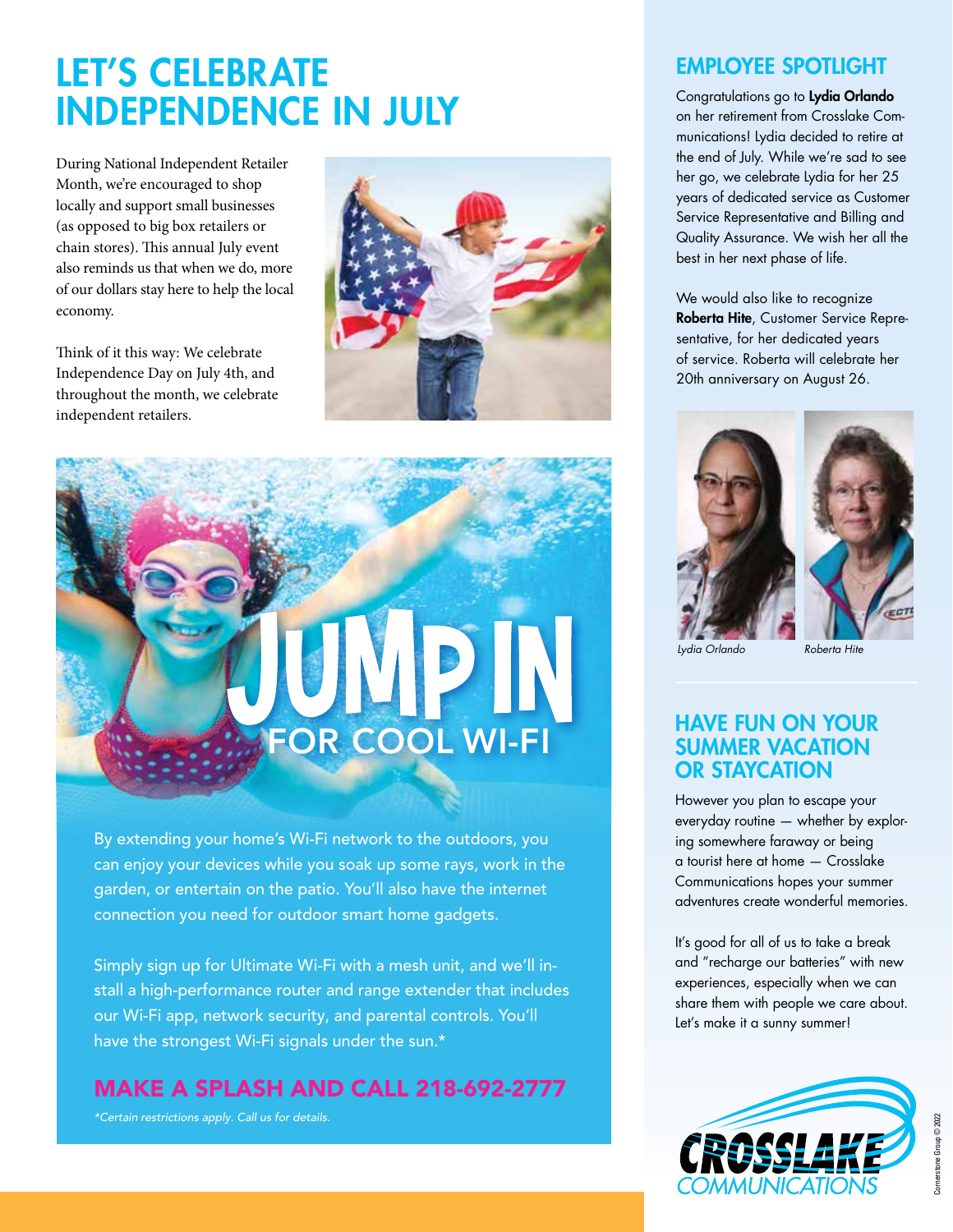# LET'S CELEBRATE INDEPENDENCE IN JULY

During National Independent Retailer Month, we're encouraged to shop locally and support small businesses (as opposed to big box retailers or chain stores). This annual July event also reminds us that when we do, more of our dollars stay here to help the local economy.

Think of it this way: We celebrate Independence Day on July 4th, and throughout the month, we celebrate independent retailers.

# JUMP IN FOR COOL WI-FI

By extending your home's Wi-Fi network to the outdoors, you can enjoy your devices while you soak up some rays, work in the garden, or entertain on the patio. You'll also have the internet connection you need for outdoor smart home gadgets.

Simply sign up for Ultimate Wi-Fi with a mesh unit, and we'll install a high-performance router and range extender that includes our Wi-Fi app, network security, and parental controls. You'll have the strongest Wi-Fi signals under the sun.*

## MAKE A SPLASH AND CALL 218-692-2777

*Certain restrictions apply. Call us for details.*

## EMPLOYEE SPOTLIGHT

Congratulations go to **Lydia Orlando** on her retirement from Crosslake Communications! Lydia decided to retire at the end of July. While we're sad to see her go, we celebrate Lydia for her 25 years of dedicated service as Customer Service Representative and Billing and Quality Assurance. We wish her all the best in her next phase of life.

We would also like to recognize **Roberta Hite**, Customer Service Representative, for her dedicated years of service. Roberta will celebrate her 20th anniversary on August 26.

*Lydia Orlando* *Roberta Hite*

## HAVE FUN ON YOUR SUMMER VACATION OR STAYCATION

However you plan to escape your everyday routine — whether by exploring somewhere faraway or being a tourist here at home — Crosslake Communications hopes your summer adventures create wonderful memories.

It's good for all of us to take a break and "recharge our batteries" with new experiences, especially when we can share them with people we care about. Let's make it a sunny summer!

CROSSLAKE COMMUNICATIONS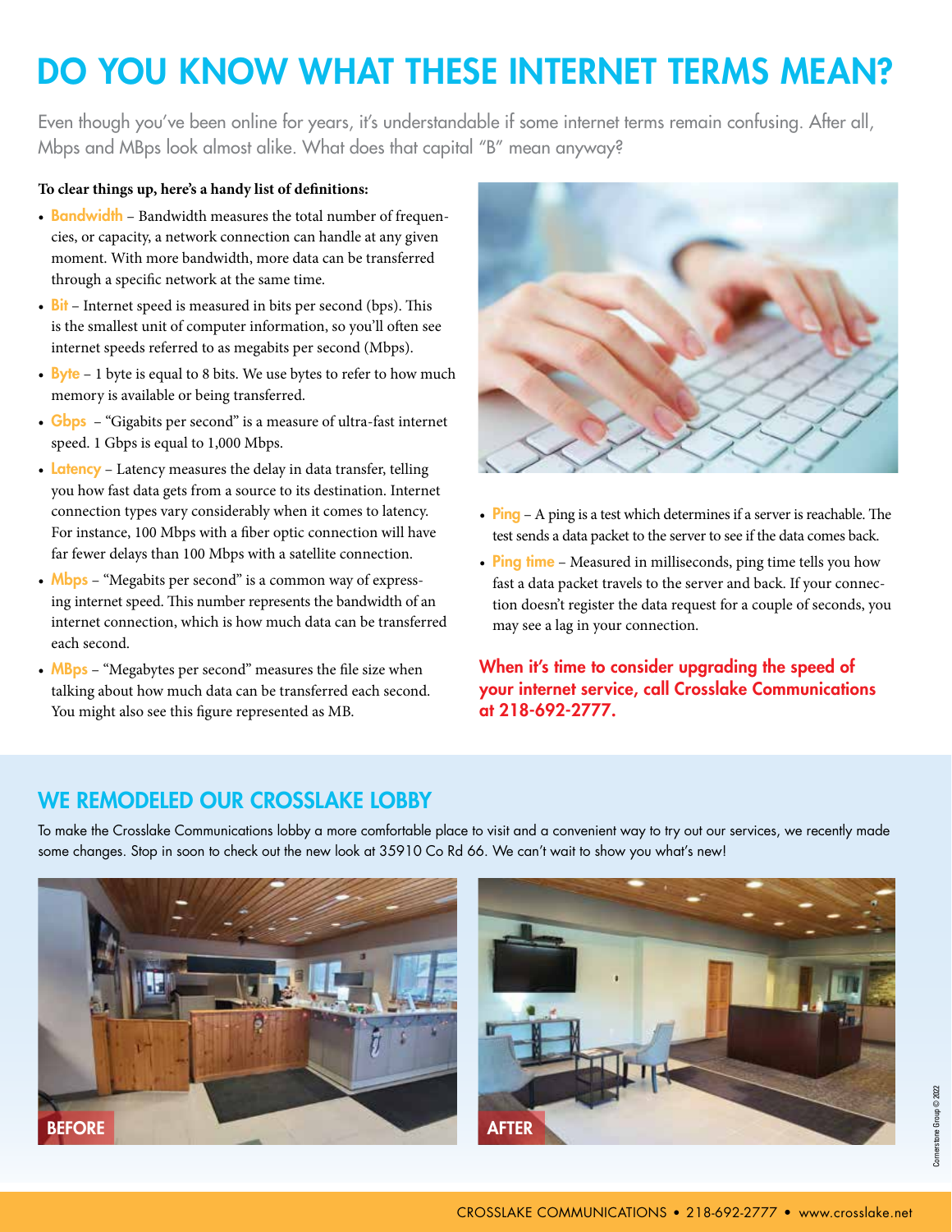# DO YOU KNOW WHAT THESE INTERNET TERMS MEAN?

Even though you've been online for years, it's understandable if some internet terms remain confusing. After all, Mbps and MBps look almost alike. What does that capital "B" mean anyway?

**To clear things up, here's a handy list of definitions:**

- **Bandwidth** – Bandwidth measures the total number of frequencies, or capacity, a network connection can handle at any given moment. With more bandwidth, more data can be transferred through a specific network at the same time.
- **Bit** – Internet speed is measured in bits per second (bps). This is the smallest unit of computer information, so you'll often see internet speeds referred to as megabits per second (Mbps).
- **Byte** – 1 byte is equal to 8 bits. We use bytes to refer to how much memory is available or being transferred.
- **Gbps** – "Gigabits per second" is a measure of ultra-fast internet speed. 1 Gbps is equal to 1,000 Mbps.
- **Latency** – Latency measures the delay in data transfer, telling you how fast data gets from a source to its destination. Internet connection types vary considerably when it comes to latency. For instance, 100 Mbps with a fiber optic connection will have far fewer delays than 100 Mbps with a satellite connection.
- **Mbps** – "Megabits per second" is a common way of expressing internet speed. This number represents the bandwidth of an internet connection, which is how much data can be transferred each second.
- **MBps** – "Megabytes per second" measures the file size when talking about how much data can be transferred each second. You might also see this figure represented as MB.
- **Ping** – A ping is a test which determines if a server is reachable. The test sends a data packet to the server to see if the data comes back.
- **Ping time** – Measured in milliseconds, ping time tells you how fast a data packet travels to the server and back. If your connection doesn't register the data request for a couple of seconds, you may see a lag in your connection.

**When it's time to consider upgrading the speed of your internet service, call Crosslake Communications at 218-692-2777.**

## WE REMODELED OUR CROSSLAKE LOBBY

To make the Crosslake Communications lobby a more comfortable place to visit and a convenient way to try out our services, we recently made some changes. Stop in soon to check out the new look at 35910 Co Rd 66. We can't wait to show you what's new!

BEFORE

AFTER

Cornerstone Group © 2022

CROSSLAKE COMMUNICATIONS • 218-692-2777 • www.crosslake.net